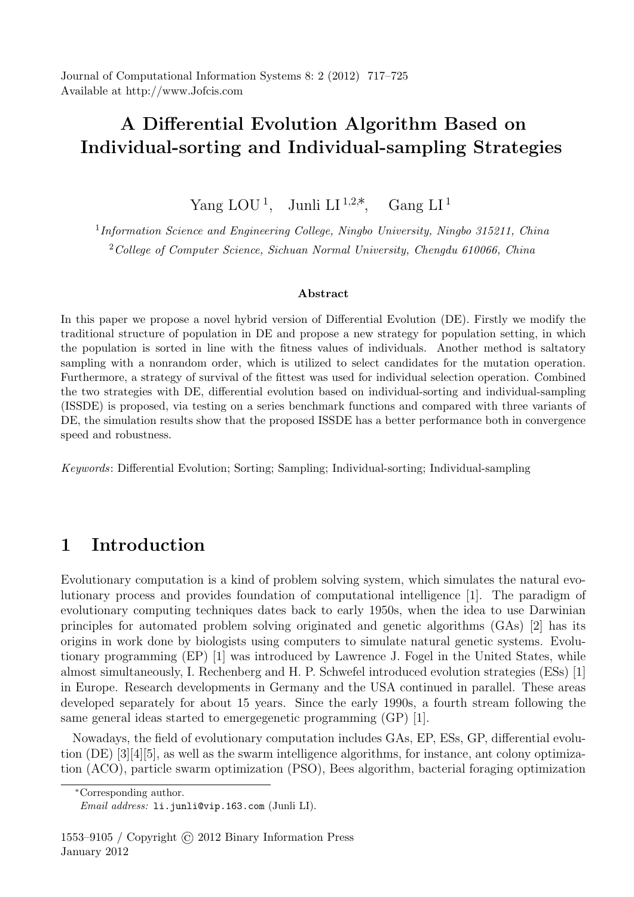# A Differential Evolution Algorithm Based on Individual-sorting and Individual-sampling Strategies

Yang LOU [1], Junli LI [1,2,*], Gang LI [1]

[1] *Information Science and Engineering College, Ningbo University, Ningbo 315211, China*

[2] *College of Computer Science, Sichuan Normal University, Chengdu 610066, China*

### Abstract

In this paper we propose a novel hybrid version of Differential Evolution (DE). Firstly we modify the traditional structure of population in DE and propose a new strategy for population setting, in which the population is sorted in line with the fitness values of individuals. Another method is saltatory sampling with a nonrandom order, which is utilized to select candidates for the mutation operation. Furthermore, a strategy of survival of the fittest was used for individual selection operation. Combined the two strategies with DE, differential evolution based on individual-sorting and individual-sampling (ISSDE) is proposed, via testing on a series benchmark functions and compared with three variants of DE, the simulation results show that the proposed ISSDE has a better performance both in convergence speed and robustness.

*Keywords*: Differential Evolution; Sorting; Sampling; Individual-sorting; Individual-sampling

## 1 Introduction

Evolutionary computation is a kind of problem solving system, which simulates the natural evolutionary process and provides foundation of computational intelligence [1]. The paradigm of evolutionary computing techniques dates back to early 1950s, when the idea to use Darwinian principles for automated problem solving originated and genetic algorithms (GAs) [2] has its origins in work done by biologists using computers to simulate natural genetic systems. Evolutionary programming (EP) [1] was introduced by Lawrence J. Fogel in the United States, while almost simultaneously, I. Rechenberg and H. P. Schwefel introduced evolution strategies (ESs) [1] in Europe. Research developments in Germany and the USA continued in parallel. These areas developed separately for about 15 years. Since the early 1990s, a fourth stream following the same general ideas started to emergegenetic programming (GP) [1].

Nowadays, the field of evolutionary computation includes GAs, EP, ESs, GP, differential evolution (DE) [3][4][5], as well as the swarm intelligence algorithms, for instance, ant colony optimization (ACO), particle swarm optimization (PSO), Bees algorithm, bacterial foraging optimization

*Corresponding author.
*Email address:* li.junli@vip.163.com (Junli LI).

1553–9105 / Copyright © 2012 Binary Information Press
January 2012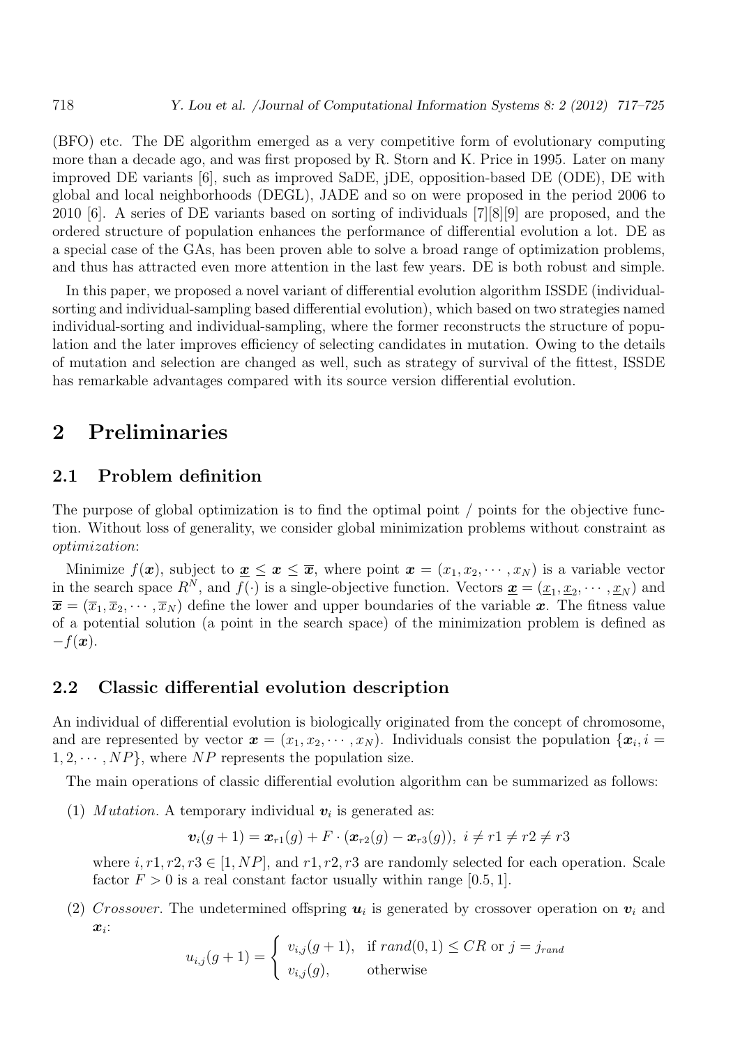(BFO) etc. The DE algorithm emerged as a very competitive form of evolutionary computing more than a decade ago, and was first proposed by R. Storn and K. Price in 1995. Later on many improved DE variants [6], such as improved SaDE, jDE, opposition-based DE (ODE), DE with global and local neighborhoods (DEGL), JADE and so on were proposed in the period 2006 to 2010 [6]. A series of DE variants based on sorting of individuals [7][8][9] are proposed, and the ordered structure of population enhances the performance of differential evolution a lot. DE as a special case of the GAs, has been proven able to solve a broad range of optimization problems, and thus has attracted even more attention in the last few years. DE is both robust and simple.

In this paper, we proposed a novel variant of differential evolution algorithm ISSDE (individual-sorting and individual-sampling based differential evolution), which based on two strategies named individual-sorting and individual-sampling, where the former reconstructs the structure of population and the later improves efficiency of selecting candidates in mutation. Owing to the details of mutation and selection are changed as well, such as strategy of survival of the fittest, ISSDE has remarkable advantages compared with its source version differential evolution.

## 2 Preliminaries

### 2.1 Problem definition

The purpose of global optimization is to find the optimal point / points for the objective function. Without loss of generality, we consider global minimization problems without constraint as *optimization*:

Minimize $f(\boldsymbol{x})$, subject to $\underline{\boldsymbol{x}} \leq \boldsymbol{x} \leq \overline{\boldsymbol{x}}$, where point $\boldsymbol{x} = (x_1, x_2, \cdots, x_N)$ is a variable vector in the search space $R^N$, and $f(\cdot)$ is a single-objective function. Vectors $\underline{\boldsymbol{x}} = (\underline{x}_1, \underline{x}_2, \cdots, \underline{x}_N)$ and $\overline{\boldsymbol{x}} = (\overline{x}_1, \overline{x}_2, \cdots, \overline{x}_N)$ define the lower and upper boundaries of the variable $\boldsymbol{x}$. The fitness value of a potential solution (a point in the search space) of the minimization problem is defined as $-f(\boldsymbol{x})$.

### 2.2 Classic differential evolution description

An individual of differential evolution is biologically originated from the concept of chromosome, and are represented by vector $\boldsymbol{x} = (x_1, x_2, \cdots, x_N)$. Individuals consist the population $\{\boldsymbol{x}_i, i = 1, 2, \cdots, NP\}$, where $NP$ represents the population size.

The main operations of classic differential evolution algorithm can be summarized as follows:

(1) *Mutation*. A temporary individual $\boldsymbol{v}_i$ is generated as:

$$\boldsymbol{v}_i(g+1) = \boldsymbol{x}_{r1}(g) + F \cdot (\boldsymbol{x}_{r2}(g) - \boldsymbol{x}_{r3}(g)),\ i \neq r1 \neq r2 \neq r3$$

where $i, r1, r2, r3 \in [1, NP]$, and $r1, r2, r3$ are randomly selected for each operation. Scale factor $F > 0$ is a real constant factor usually within range $[0.5, 1]$.

(2) *Crossover*. The undetermined offspring $\boldsymbol{u}_i$ is generated by crossover operation on $\boldsymbol{v}_i$ and $\boldsymbol{x}_i$:

$$u_{i,j}(g+1) = \begin{cases} v_{i,j}(g+1), & \text{if } rand(0,1) \leq CR \text{ or } j = j_{rand} \\ v_{i,j}(g), & \text{otherwise} \end{cases}$$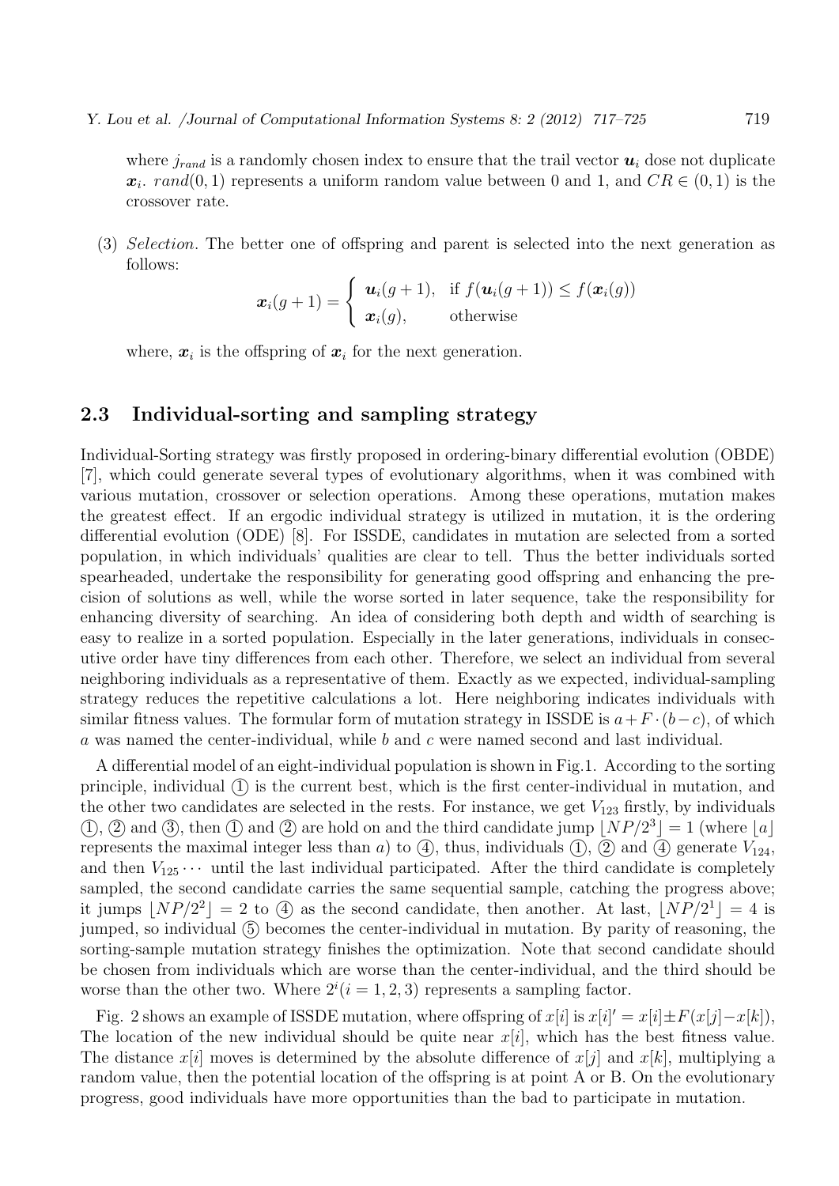where $j_{rand}$ is a randomly chosen index to ensure that the trail vector $\boldsymbol{u}_i$ dose not duplicate $\boldsymbol{x}_i$. $rand(0,1)$ represents a uniform random value between 0 and 1, and $CR \in (0,1)$ is the crossover rate.

(3) *Selection.* The better one of offspring and parent is selected into the next generation as follows:

$$\boldsymbol{x}_i(g+1) = \begin{cases} \boldsymbol{u}_i(g+1), & \text{if } f(\boldsymbol{u}_i(g+1)) \le f(\boldsymbol{x}_i(g)) \\ \boldsymbol{x}_i(g), & \text{otherwise} \end{cases}$$

where, $\boldsymbol{x}_i$ is the offspring of $\boldsymbol{x}_i$ for the next generation.

## 2.3 Individual-sorting and sampling strategy

Individual-Sorting strategy was firstly proposed in ordering-binary differential evolution (OBDE) [7], which could generate several types of evolutionary algorithms, when it was combined with various mutation, crossover or selection operations. Among these operations, mutation makes the greatest effect. If an ergodic individual strategy is utilized in mutation, it is the ordering differential evolution (ODE) [8]. For ISSDE, candidates in mutation are selected from a sorted population, in which individuals' qualities are clear to tell. Thus the better individuals sorted spearheaded, undertake the responsibility for generating good offspring and enhancing the precision of solutions as well, while the worse sorted in later sequence, take the responsibility for enhancing diversity of searching. An idea of considering both depth and width of searching is easy to realize in a sorted population. Especially in the later generations, individuals in consecutive order have tiny differences from each other. Therefore, we select an individual from several neighboring individuals as a representative of them. Exactly as we expected, individual-sampling strategy reduces the repetitive calculations a lot. Here neighboring indicates individuals with similar fitness values. The formular form of mutation strategy in ISSDE is $a + F \cdot (b - c)$, of which $a$ was named the center-individual, while $b$ and $c$ were named second and last individual.

A differential model of an eight-individual population is shown in Fig.1. According to the sorting principle, individual ① is the current best, which is the first center-individual in mutation, and the other two candidates are selected in the rests. For instance, we get $V_{123}$ firstly, by individuals ①, ② and ③, then ① and ② are hold on and the third candidate jump $\lfloor NP/2^3 \rfloor = 1$ (where $\lfloor a \rfloor$ represents the maximal integer less than $a$) to ④, thus, individuals ①, ② and ④ generate $V_{124}$, and then $V_{125} \cdots$ until the last individual participated. After the third candidate is completely sampled, the second candidate carries the same sequential sample, catching the progress above; it jumps $\lfloor NP/2^2 \rfloor = 2$ to ④ as the second candidate, then another. At last, $\lfloor NP/2^1 \rfloor = 4$ is jumped, so individual ⑤ becomes the center-individual in mutation. By parity of reasoning, the sorting-sample mutation strategy finishes the optimization. Note that second candidate should be chosen from individuals which are worse than the center-individual, and the third should be worse than the other two. Where $2^i (i = 1, 2, 3)$ represents a sampling factor.

Fig. 2 shows an example of ISSDE mutation, where offspring of $x[i]$ is $x[i]' = x[i] \pm F(x[j] - x[k])$, The location of the new individual should be quite near $x[i]$, which has the best fitness value. The distance $x[i]$ moves is determined by the absolute difference of $x[j]$ and $x[k]$, multiplying a random value, then the potential location of the offspring is at point A or B. On the evolutionary progress, good individuals have more opportunities than the bad to participate in mutation.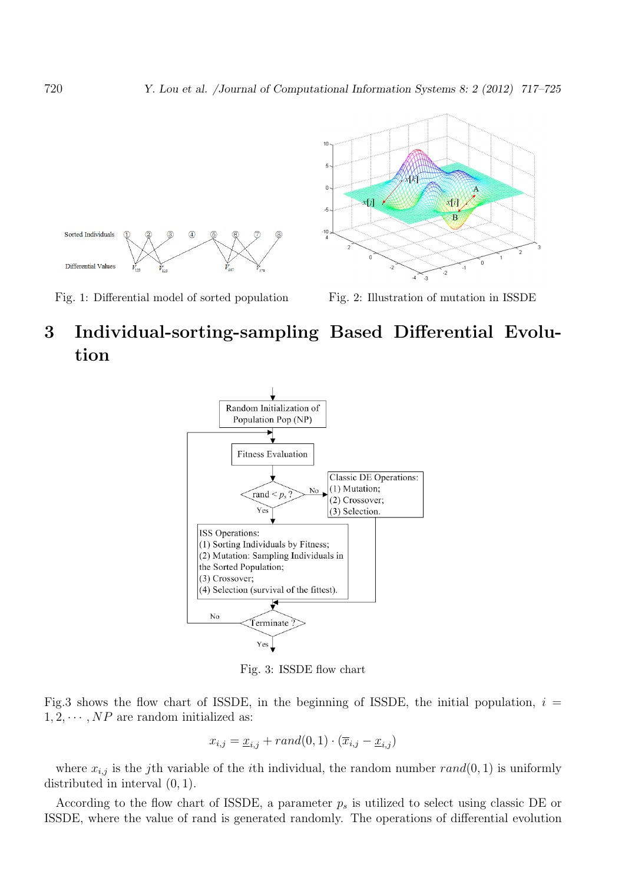Sorted Individuals ① ② ③ ④ ⑤ ⑥ ⑦ ⑧

Differential Values $V_{123}$ $V_{125}$ $V_{567}$ $V_{578}$

Fig. 1: Differential model of sorted population

10
5
0
-5
-10
x[k]
x[j]
x[i]
A
B
4 2 0 -2 -4
-3 -2 -1 0 1 2 3

Fig. 2: Illustration of mutation in ISSDE

# 3 Individual-sorting-sampling Based Differential Evolution

Random Initialization of Population Pop (NP)

Fitness Evaluation

rand < $p_s$ ?

No

Yes

Classic DE Operations:
(1) Mutation;
(2) Crossover;
(3) Selection.

ISS Operations:
(1) Sorting Individuals by Fitness;
(2) Mutation: Sampling Individuals in the Sorted Population;
(3) Crossover;
(4) Selection (survival of the fittest).

Terminate ?

No

Yes

Fig. 3: ISSDE flow chart

Fig.3 shows the flow chart of ISSDE, in the beginning of ISSDE, the initial population, $i = 1, 2, \cdots, NP$ are random initialized as:

$$x_{i,j} = \underline{x}_{i,j} + rand(0,1) \cdot (\overline{x}_{i,j} - \underline{x}_{i,j})$$

where $x_{i,j}$ is the $j$th variable of the $i$th individual, the random number $rand(0,1)$ is uniformly distributed in interval $(0,1)$.

According to the flow chart of ISSDE, a parameter $p_s$ is utilized to select using classic DE or ISSDE, where the value of rand is generated randomly. The operations of differential evolution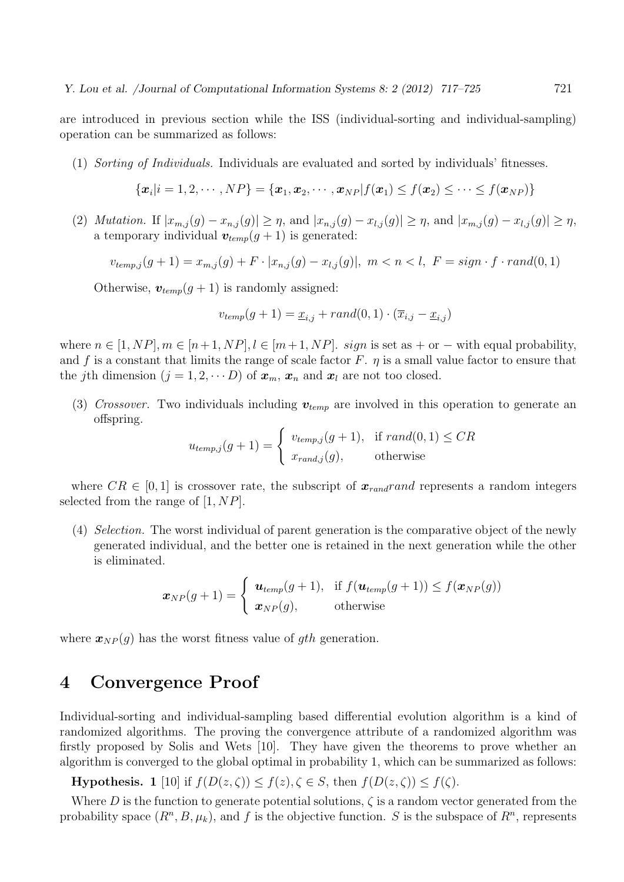are introduced in previous section while the ISS (individual-sorting and individual-sampling) operation can be summarized as follows:

(1) *Sorting of Individuals.* Individuals are evaluated and sorted by individuals' fitnesses.

$$\{\boldsymbol{x}_i | i = 1, 2, \cdots, NP\} = \{\boldsymbol{x}_1, \boldsymbol{x}_2, \cdots, \boldsymbol{x}_{NP} | f(\boldsymbol{x}_1) \leq f(\boldsymbol{x}_2) \leq \cdots \leq f(\boldsymbol{x}_{NP})\}$$

(2) *Mutation.* If $|x_{m,j}(g) - x_{n,j}(g)| \geq \eta$, and $|x_{n,j}(g) - x_{l,j}(g)| \geq \eta$, and $|x_{m,j}(g) - x_{l,j}(g)| \geq \eta$, a temporary individual $\boldsymbol{v}_{temp}(g+1)$ is generated:

$$v_{temp,j}(g+1) = x_{m,j}(g) + F \cdot |x_{n,j}(g) - x_{l,j}(g)|, \; m < n < l, \; F = sign \cdot f \cdot rand(0,1)$$

Otherwise, $\boldsymbol{v}_{temp}(g+1)$ is randomly assigned:

$$v_{temp}(g+1) = \underline{x}_{i,j} + rand(0,1) \cdot (\overline{x}_{i,j} - \underline{x}_{i,j})$$

where $n \in [1, NP], m \in [n+1, NP], l \in [m+1, NP]$. $sign$ is set as + or − with equal probability, and $f$ is a constant that limits the range of scale factor $F$. $\eta$ is a small value factor to ensure that the $j$th dimension ($j = 1, 2, \cdots D$) of $\boldsymbol{x}_m$, $\boldsymbol{x}_n$ and $\boldsymbol{x}_l$ are not too closed.

(3) *Crossover.* Two individuals including $\boldsymbol{v}_{temp}$ are involved in this operation to generate an offspring.

$$u_{temp,j}(g+1) = \begin{cases} v_{temp,j}(g+1), & \text{if } rand(0,1) \leq CR \\ x_{rand,j}(g), & \text{otherwise} \end{cases}$$

where $CR \in [0, 1]$ is crossover rate, the subscript of $\boldsymbol{x}_{rand} rand$ represents a random integers selected from the range of $[1, NP]$.

(4) *Selection.* The worst individual of parent generation is the comparative object of the newly generated individual, and the better one is retained in the next generation while the other is eliminated.

$$\boldsymbol{x}_{NP}(g+1) = \begin{cases} \boldsymbol{u}_{temp}(g+1), & \text{if } f(\boldsymbol{u}_{temp}(g+1)) \leq f(\boldsymbol{x}_{NP}(g)) \\ \boldsymbol{x}_{NP}(g), & \text{otherwise} \end{cases}$$

where $\boldsymbol{x}_{NP}(g)$ has the worst fitness value of $gth$ generation.

# 4 Convergence Proof

Individual-sorting and individual-sampling based differential evolution algorithm is a kind of randomized algorithms. The proving the convergence attribute of a randomized algorithm was firstly proposed by Solis and Wets [10]. They have given the theorems to prove whether an algorithm is converged to the global optimal in probability 1, which can be summarized as follows:

**Hypothesis. 1** [10] if $f(D(z, \zeta)) \leq f(z), \zeta \in S$, then $f(D(z, \zeta)) \leq f(\zeta)$.

Where $D$ is the function to generate potential solutions, $\zeta$ is a random vector generated from the probability space $(R^n, B, \mu_k)$, and $f$ is the objective function. $S$ is the subspace of $R^n$, represents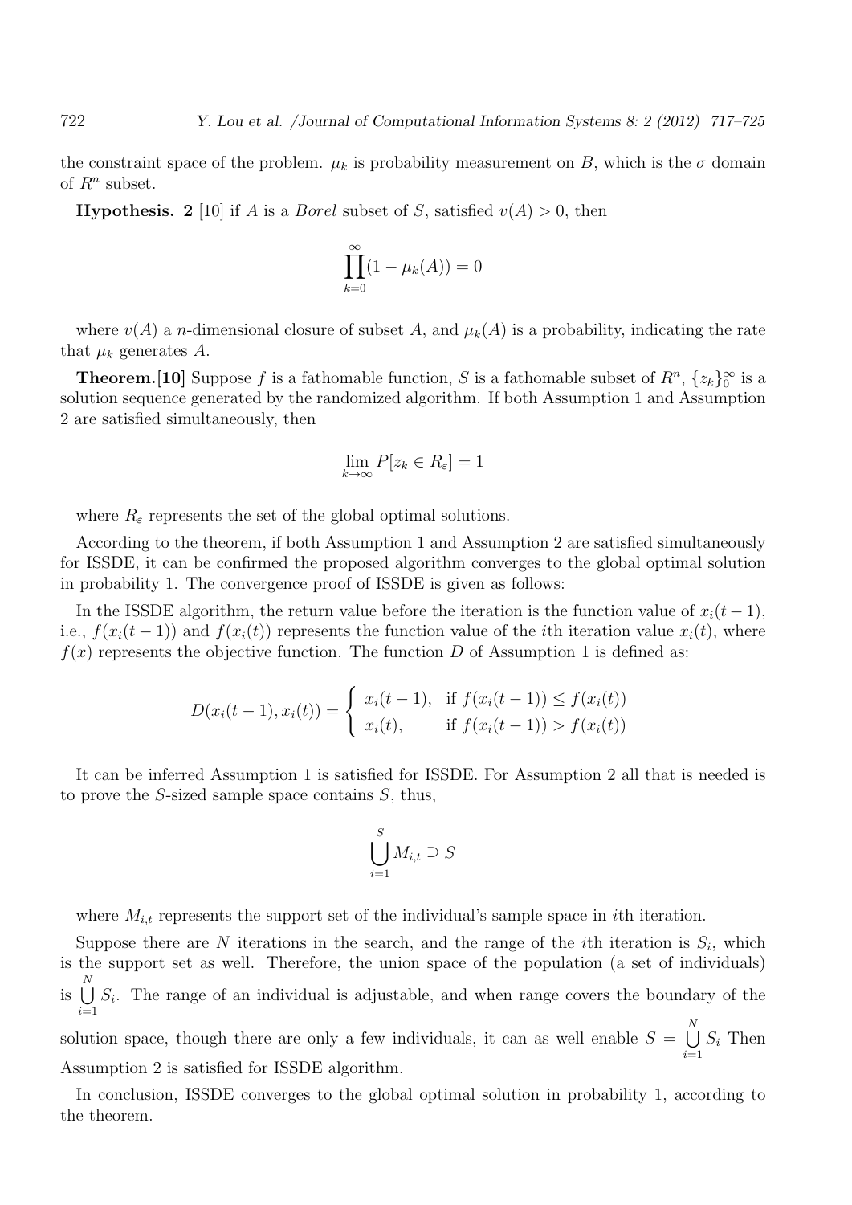the constraint space of the problem. $\mu_k$ is probability measurement on $B$, which is the $\sigma$ domain of $R^n$ subset.

**Hypothesis. 2** [10] if $A$ is a *Borel* subset of $S$, satisfied $v(A) > 0$, then

$$\prod_{k=0}^{\infty}(1 - \mu_k(A)) = 0$$

where $v(A)$ a $n$-dimensional closure of subset $A$, and $\mu_k(A)$ is a probability, indicating the rate that $\mu_k$ generates $A$.

**Theorem.[10]** Suppose $f$ is a fathomable function, $S$ is a fathomable subset of $R^n$, $\{z_k\}_0^\infty$ is a solution sequence generated by the randomized algorithm. If both Assumption 1 and Assumption 2 are satisfied simultaneously, then

$$\lim_{k\to\infty} P[z_k \in R_\varepsilon] = 1$$

where $R_\varepsilon$ represents the set of the global optimal solutions.

According to the theorem, if both Assumption 1 and Assumption 2 are satisfied simultaneously for ISSDE, it can be confirmed the proposed algorithm converges to the global optimal solution in probability 1. The convergence proof of ISSDE is given as follows:

In the ISSDE algorithm, the return value before the iteration is the function value of $x_i(t-1)$, i.e., $f(x_i(t-1))$ and $f(x_i(t))$ represents the function value of the $i$th iteration value $x_i(t)$, where $f(x)$ represents the objective function. The function $D$ of Assumption 1 is defined as:

$$D(x_i(t-1), x_i(t)) = \begin{cases} x_i(t-1), & \text{if } f(x_i(t-1)) \leq f(x_i(t)) \\ x_i(t), & \text{if } f(x_i(t-1)) > f(x_i(t)) \end{cases}$$

It can be inferred Assumption 1 is satisfied for ISSDE. For Assumption 2 all that is needed is to prove the $S$-sized sample space contains $S$, thus,

$$\bigcup_{i=1}^{S} M_{i,t} \supseteq S$$

where $M_{i,t}$ represents the support set of the individual's sample space in $i$th iteration.

Suppose there are $N$ iterations in the search, and the range of the $i$th iteration is $S_i$, which is the support set as well. Therefore, the union space of the population (a set of individuals) is $\bigcup_{i=1}^{N} S_i$. The range of an individual is adjustable, and when range covers the boundary of the solution space, though there are only a few individuals, it can as well enable $S = \bigcup_{i=1}^{N} S_i$ Then Assumption 2 is satisfied for ISSDE algorithm.

In conclusion, ISSDE converges to the global optimal solution in probability 1, according to the theorem.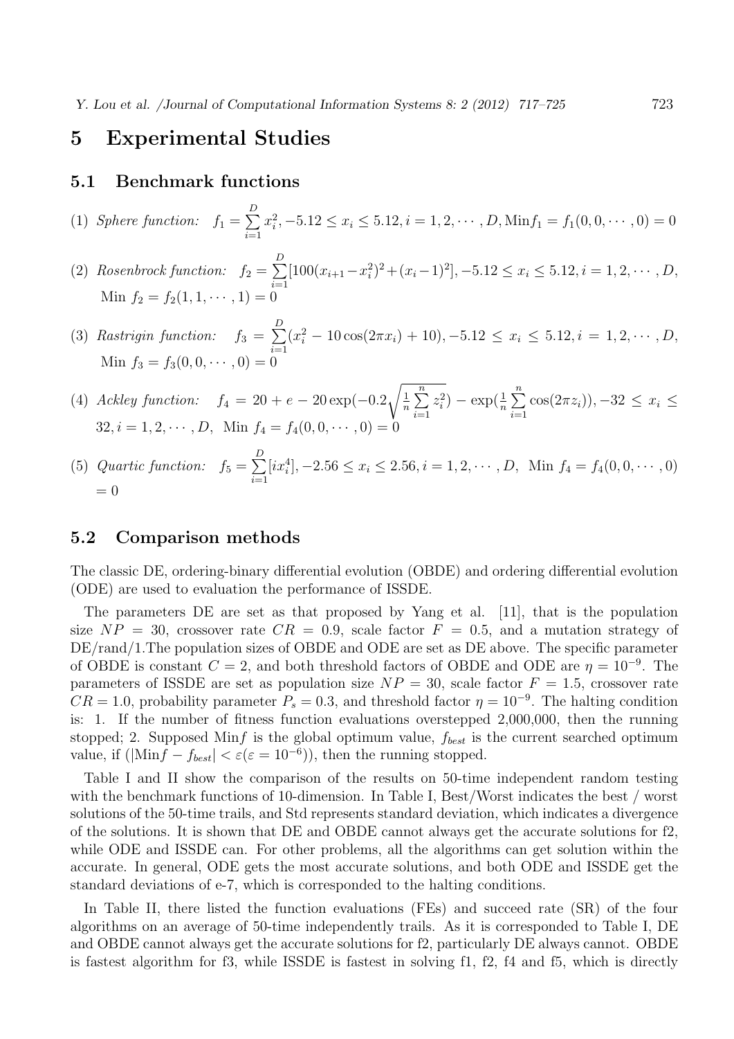# 5 Experimental Studies

## 5.1 Benchmark functions

(1) *Sphere function:* $f_1 = \sum_{i=1}^{D} x_i^2, -5.12 \leq x_i \leq 5.12, i = 1, 2, \cdots, D, \text{Min} f_1 = f_1(0, 0, \cdots, 0) = 0$

(2) *Rosenbrock function:* $f_2 = \sum_{i=1}^{D} [100(x_{i+1} - x_i^2)^2 + (x_i - 1)^2], -5.12 \leq x_i \leq 5.12, i = 1, 2, \cdots, D,$ $\text{Min } f_2 = f_2(1, 1, \cdots, 1) = 0$

(3) *Rastrigin function:* $f_3 = \sum_{i=1}^{D} (x_i^2 - 10\cos(2\pi x_i) + 10), -5.12 \leq x_i \leq 5.12, i = 1, 2, \cdots, D,$ $\text{Min } f_3 = f_3(0, 0, \cdots, 0) = 0$

(4) *Ackley function:* $f_4 = 20 + e - 20\exp(-0.2\sqrt{\frac{1}{n}\sum_{i=1}^{n} z_i^2}) - \exp(\frac{1}{n}\sum_{i=1}^{n}\cos(2\pi z_i)), -32 \leq x_i \leq 32, i = 1, 2, \cdots, D,$ $\text{Min } f_4 = f_4(0, 0, \cdots, 0) = 0$

(5) *Quartic function:* $f_5 = \sum_{i=1}^{D} [ix_i^4], -2.56 \leq x_i \leq 2.56, i = 1, 2, \cdots, D,$ $\text{Min } f_4 = f_4(0, 0, \cdots, 0) = 0$

## 5.2 Comparison methods

The classic DE, ordering-binary differential evolution (OBDE) and ordering differential evolution (ODE) are used to evaluation the performance of ISSDE.

The parameters DE are set as that proposed by Yang et al. [11], that is the population size $NP = 30$, crossover rate $CR = 0.9$, scale factor $F = 0.5$, and a mutation strategy of DE/rand/1.The population sizes of OBDE and ODE are set as DE above. The specific parameter of OBDE is constant $C = 2$, and both threshold factors of OBDE and ODE are $\eta = 10^{-9}$. The parameters of ISSDE are set as population size $NP = 30$, scale factor $F = 1.5$, crossover rate $CR = 1.0$, probability parameter $P_s = 0.3$, and threshold factor $\eta = 10^{-9}$. The halting condition is: 1. If the number of fitness function evaluations overstepped 2,000,000, then the running stopped; 2. Supposed Min$f$ is the global optimum value, $f_{best}$ is the current searched optimum value, if $(|\text{Min}f - f_{best}| < \varepsilon(\varepsilon = 10^{-6}))$, then the running stopped.

Table I and II show the comparison of the results on 50-time independent random testing with the benchmark functions of 10-dimension. In Table I, Best/Worst indicates the best / worst solutions of the 50-time trails, and Std represents standard deviation, which indicates a divergence of the solutions. It is shown that DE and OBDE cannot always get the accurate solutions for f2, while ODE and ISSDE can. For other problems, all the algorithms can get solution within the accurate. In general, ODE gets the most accurate solutions, and both ODE and ISSDE get the standard deviations of e-7, which is corresponded to the halting conditions.

In Table II, there listed the function evaluations (FEs) and succeed rate (SR) of the four algorithms on an average of 50-time independently trails. As it is corresponded to Table I, DE and OBDE cannot always get the accurate solutions for f2, particularly DE always cannot. OBDE is fastest algorithm for f3, while ISSDE is fastest in solving f1, f2, f4 and f5, which is directly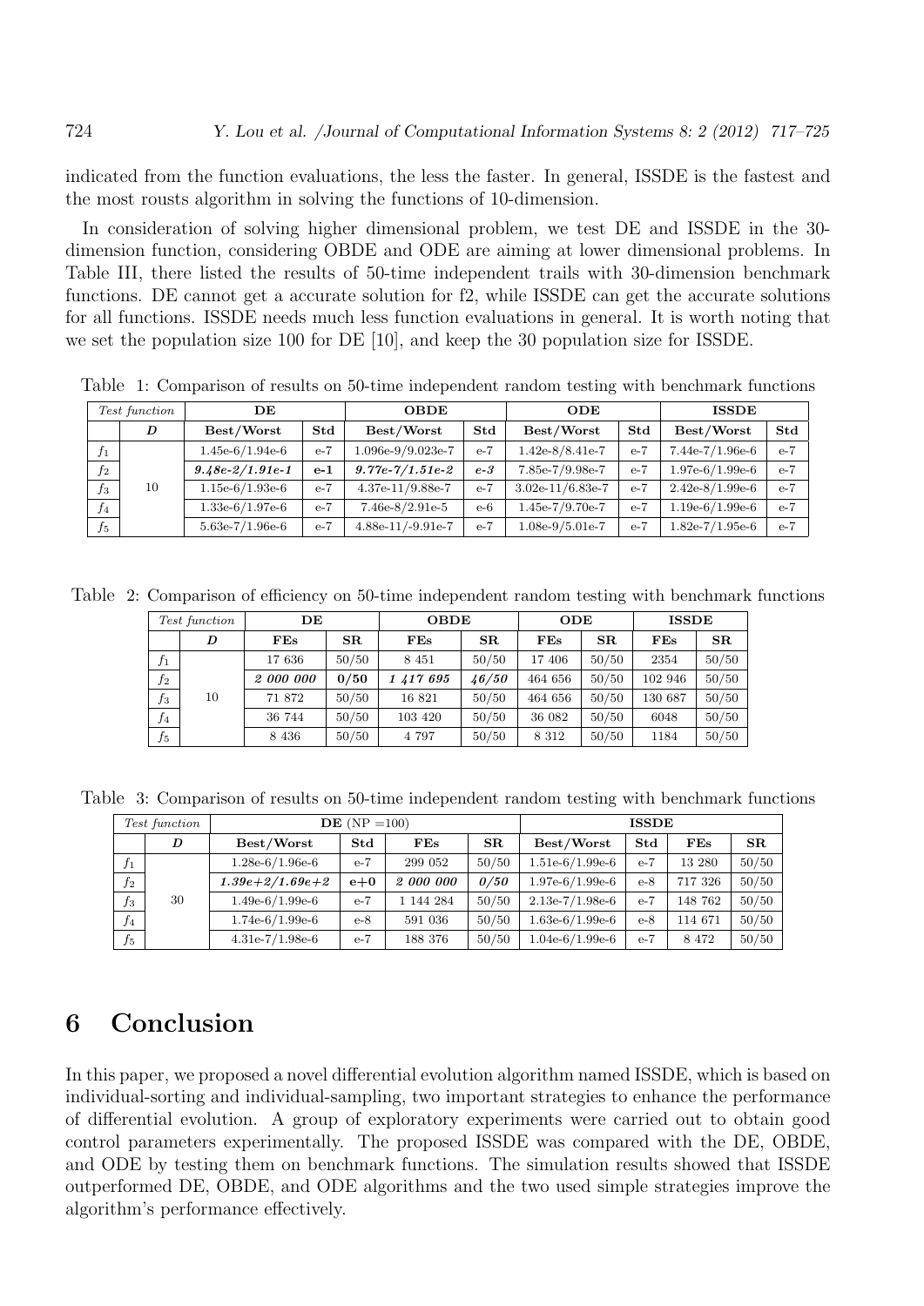indicated from the function evaluations, the less the faster. In general, ISSDE is the fastest and the most rousts algorithm in solving the functions of 10-dimension.

In consideration of solving higher dimensional problem, we test DE and ISSDE in the 30-dimension function, considering OBDE and ODE are aiming at lower dimensional problems. In Table III, there listed the results of 50-time independent trails with 30-dimension benchmark functions. DE cannot get a accurate solution for f2, while ISSDE can get the accurate solutions for all functions. ISSDE needs much less function evaluations in general. It is worth noting that we set the population size 100 for DE [10], and keep the 30 population size for ISSDE.

Table 1: Comparison of results on 50-time independent random testing with benchmark functions

| *Test function* | | **DE** | | **OBDE** | | **ODE** | | **ISSDE** | |
|---|---|---|---|---|---|---|---|---|---|
| | ***D*** | **Best/Worst** | **Std** | **Best/Worst** | **Std** | **Best/Worst** | **Std** | **Best/Worst** | **Std** |
| $f_1$ | 10 | 1.45e-6/1.94e-6 | e-7 | 1.096e-9/9.023e-7 | e-7 | 1.42e-8/8.41e-7 | e-7 | 7.44e-7/1.96e-6 | e-7 |
| $f_2$ | | ***9.48e-2/1.91e-1*** | **e-1** | ***9.77e-7/1.51e-2*** | ***e-3*** | 7.85e-7/9.98e-7 | e-7 | 1.97e-6/1.99e-6 | e-7 |
| $f_3$ | | 1.15e-6/1.93e-6 | e-7 | 4.37e-11/9.88e-7 | e-7 | 3.02e-11/6.83e-7 | e-7 | 2.42e-8/1.99e-6 | e-7 |
| $f_4$ | | 1.33e-6/1.97e-6 | e-7 | 7.46e-8/2.91e-5 | e-6 | 1.45e-7/9.70e-7 | e-7 | 1.19e-6/1.99e-6 | e-7 |
| $f_5$ | | 5.63e-7/1.96e-6 | e-7 | 4.88e-11/-9.91e-7 | e-7 | 1.08e-9/5.01e-7 | e-7 | 1.82e-7/1.95e-6 | e-7 |

Table 2: Comparison of efficiency on 50-time independent random testing with benchmark functions

| *Test function* | | **DE** | | **OBDE** | | **ODE** | | **ISSDE** | |
|---|---|---|---|---|---|---|---|---|---|
| | ***D*** | **FEs** | **SR** | **FEs** | **SR** | **FEs** | **SR** | **FEs** | **SR** |
| $f_1$ | 10 | 17 636 | 50/50 | 8 451 | 50/50 | 17 406 | 50/50 | 2354 | 50/50 |
| $f_2$ | | ***2 000 000*** | **0/50** | ***1 417 695*** | ***46/50*** | 464 656 | 50/50 | 102 946 | 50/50 |
| $f_3$ | | 71 872 | 50/50 | 16 821 | 50/50 | 464 656 | 50/50 | 130 687 | 50/50 |
| $f_4$ | | 36 744 | 50/50 | 103 420 | 50/50 | 36 082 | 50/50 | 6048 | 50/50 |
| $f_5$ | | 8 436 | 50/50 | 4 797 | 50/50 | 8 312 | 50/50 | 1184 | 50/50 |

Table 3: Comparison of results on 50-time independent random testing with benchmark functions

| *Test function* | | **DE** (NP =100) | | | | **ISSDE** | | | |
|---|---|---|---|---|---|---|---|---|---|
| | ***D*** | **Best/Worst** | **Std** | **FEs** | **SR** | **Best/Worst** | **Std** | **FEs** | **SR** |
| $f_1$ | 30 | 1.28e-6/1.96e-6 | e-7 | 299 052 | 50/50 | 1.51e-6/1.99e-6 | e-7 | 13 280 | 50/50 |
| $f_2$ | | ***1.39e+2/1.69e+2*** | **e+0** | ***2 000 000*** | ***0/50*** | 1.97e-6/1.99e-6 | e-8 | 717 326 | 50/50 |
| $f_3$ | | 1.49e-6/1.99e-6 | e-7 | 1 144 284 | 50/50 | 2.13e-7/1.98e-6 | e-7 | 148 762 | 50/50 |
| $f_4$ | | 1.74e-6/1.99e-6 | e-8 | 591 036 | 50/50 | 1.63e-6/1.99e-6 | e-8 | 114 671 | 50/50 |
| $f_5$ | | 4.31e-7/1.98e-6 | e-7 | 188 376 | 50/50 | 1.04e-6/1.99e-6 | e-7 | 8 472 | 50/50 |

# 6 Conclusion

In this paper, we proposed a novel differential evolution algorithm named ISSDE, which is based on individual-sorting and individual-sampling, two important strategies to enhance the performance of differential evolution. A group of exploratory experiments were carried out to obtain good control parameters experimentally. The proposed ISSDE was compared with the DE, OBDE, and ODE by testing them on benchmark functions. The simulation results showed that ISSDE outperformed DE, OBDE, and ODE algorithms and the two used simple strategies improve the algorithm's performance effectively.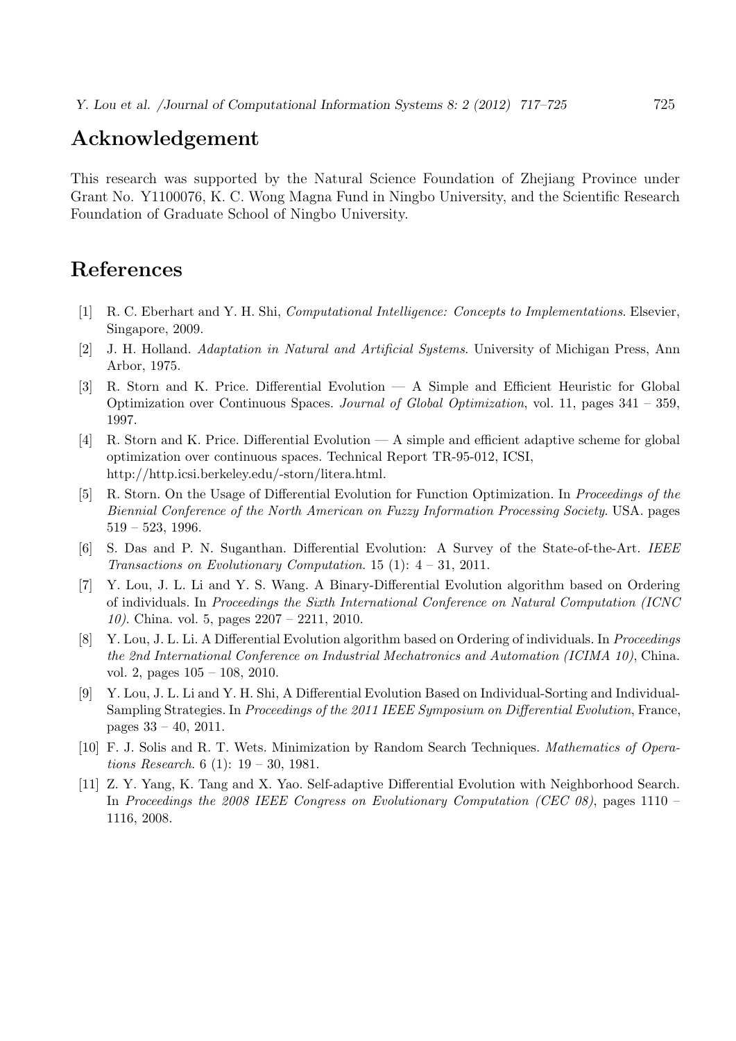## Acknowledgement

This research was supported by the Natural Science Foundation of Zhejiang Province under Grant No. Y1100076, K. C. Wong Magna Fund in Ningbo University, and the Scientific Research Foundation of Graduate School of Ningbo University.

## References

[1] R. C. Eberhart and Y. H. Shi, *Computational Intelligence: Concepts to Implementations*. Elsevier, Singapore, 2009.

[2] J. H. Holland. *Adaptation in Natural and Artificial Systems*. University of Michigan Press, Ann Arbor, 1975.

[3] R. Storn and K. Price. Differential Evolution — A Simple and Efficient Heuristic for Global Optimization over Continuous Spaces. *Journal of Global Optimization*, vol. 11, pages 341 – 359, 1997.

[4] R. Storn and K. Price. Differential Evolution — A simple and efficient adaptive scheme for global optimization over continuous spaces. Technical Report TR-95-012, ICSI, http://http.icsi.berkeley.edu/-storn/litera.html.

[5] R. Storn. On the Usage of Differential Evolution for Function Optimization. In *Proceedings of the Biennial Conference of the North American on Fuzzy Information Processing Society*. USA. pages 519 – 523, 1996.

[6] S. Das and P. N. Suganthan. Differential Evolution: A Survey of the State-of-the-Art. *IEEE Transactions on Evolutionary Computation*. 15 (1): 4 – 31, 2011.

[7] Y. Lou, J. L. Li and Y. S. Wang. A Binary-Differential Evolution algorithm based on Ordering of individuals. In *Proceedings the Sixth International Conference on Natural Computation (ICNC 10)*. China. vol. 5, pages 2207 – 2211, 2010.

[8] Y. Lou, J. L. Li. A Differential Evolution algorithm based on Ordering of individuals. In *Proceedings the 2nd International Conference on Industrial Mechatronics and Automation (ICIMA 10)*, China. vol. 2, pages 105 – 108, 2010.

[9] Y. Lou, J. L. Li and Y. H. Shi, A Differential Evolution Based on Individual-Sorting and Individual-Sampling Strategies. In *Proceedings of the 2011 IEEE Symposium on Differential Evolution*, France, pages 33 – 40, 2011.

[10] F. J. Solis and R. T. Wets. Minimization by Random Search Techniques. *Mathematics of Operations Research*. 6 (1): 19 – 30, 1981.

[11] Z. Y. Yang, K. Tang and X. Yao. Self-adaptive Differential Evolution with Neighborhood Search. In *Proceedings the 2008 IEEE Congress on Evolutionary Computation (CEC 08)*, pages 1110 – 1116, 2008.